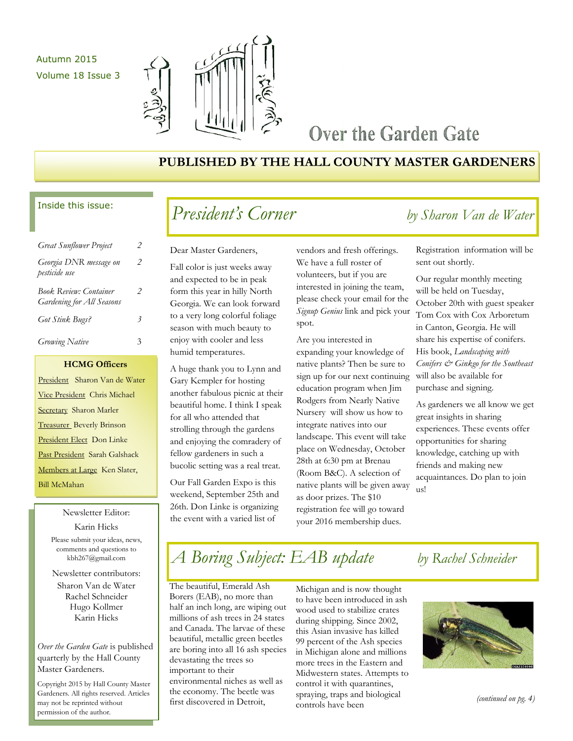Autumn 2015
Volume 18 Issue 3

# Over the Garden Gate

**PUBLISHED BY THE HALL COUNTY MASTER GARDENERS**

Inside this issue:

| | |
|---|---|
| *Great Sunflower Project* | 2 |
| *Georgia DNR message on pesticide use* | 2 |
| *Book Review: Container Gardening for All Seasons* | 2 |
| *Got Stink Bugs?* | 3 |
| *Growing Native* | 3 |

**HCMG Officers**

President Sharon Van de Water
Vice President Chris Michael
Secretary Sharon Marler
Treasurer Beverly Brinson
President Elect Don Linke
Past President Sarah Galshack
Members at Large Ken Slater, Bill McMahan

Newsletter Editor:
Karin Hicks
Please submit your ideas, news, comments and questions to kbh267@gmail.com

Newsletter contributors:
Sharon Van de Water
Rachel Schneider
Hugo Kollmer
Karin Hicks

*Over the Garden Gate* is published quarterly by the Hall County Master Gardeners.

Copyright 2015 by Hall County Master Gardeners. All rights reserved. Articles may not be reprinted without permission of the author.

## *President's Corner* — *by Sharon Van de Water*

Dear Master Gardeners,

Fall color is just weeks away and expected to be in peak form this year in hilly North Georgia. We can look forward to a very long colorful foliage season with much beauty to enjoy with cooler and less humid temperatures.

A huge thank you to Lynn and Gary Kempler for hosting another fabulous picnic at their beautiful home. I think I speak for all who attended that strolling through the gardens and enjoying the comradery of fellow gardeners in such a bucolic setting was a real treat.

Our Fall Garden Expo is this weekend, September 25th and 26th. Don Linke is organizing the event with a varied list of vendors and fresh offerings. We have a full roster of volunteers, but if you are interested in joining the team, please check your email for the *Signup Genius* link and pick your spot.

Are you interested in expanding your knowledge of native plants? Then be sure to sign up for our next continuing education program when Jim Rodgers from Nearly Native Nursery will show us how to integrate natives into our landscape. This event will take place on Wednesday, October 28th at 6:30 pm at Brenau (Room B&C). A selection of native plants will be given away as door prizes. The $10 registration fee will go toward your 2016 membership dues. Registration information will be sent out shortly.

Our regular monthly meeting will be held on Tuesday, October 20th with guest speaker Tom Cox with Cox Arboretum in Canton, Georgia. He will share his expertise of conifers. His book, *Landscaping with Conifers & Ginkgo for the Southeast* will also be available for purchase and signing.

As gardeners we all know we get great insights in sharing experiences. These events offer opportunities for sharing knowledge, catching up with friends and making new acquaintances. Do plan to join us!

## *A Boring Subject: EAB update* — *by Rachel Schneider*

The beautiful, Emerald Ash Borers (EAB), no more than half an inch long, are wiping out millions of ash trees in 24 states and Canada. The larvae of these beautiful, metallic green beetles are boring into all 16 ash species devastating the trees so important to their environmental niches as well as the economy. The beetle was first discovered in Detroit, Michigan and is now thought to have been introduced in ash wood used to stabilize crates during shipping. Since 2002, this Asian invasive has killed 99 percent of the Ash species in Michigan alone and millions more trees in the Eastern and Midwestern states. Attempts to control it with quarantines, spraying, traps and biological controls have been

*(continued on pg. 4)*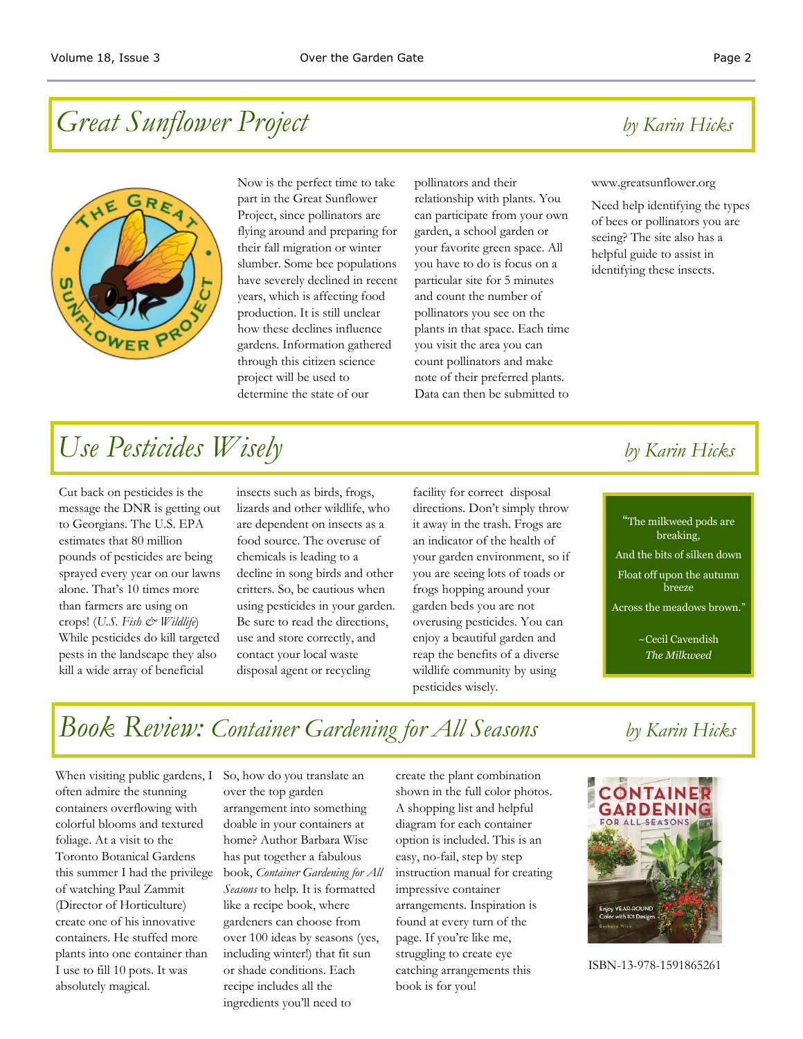## *Great Sunflower Project* — *by Karin Hicks*

Now is the perfect time to take part in the Great Sunflower Project, since pollinators are flying around and preparing for their fall migration or winter slumber. Some bee populations have severely declined in recent years, which is affecting food production. It is still unclear how these declines influence gardens. Information gathered through this citizen science project will be used to determine the state of our pollinators and their relationship with plants. You can participate from your own garden, a school garden or your favorite green space. All you have to do is focus on a particular site for 5 minutes and count the number of pollinators you see on the plants in that space. Each time you visit the area you can count pollinators and make note of their preferred plants. Data can then be submitted to www.greatsunflower.org

Need help identifying the types of bees or pollinators you are seeing? The site also has a helpful guide to assist in identifying these insects.

## *Use Pesticides Wisely* — *by Karin Hicks*

Cut back on pesticides is the message the DNR is getting out to Georgians. The U.S. EPA estimates that 80 million pounds of pesticides are being sprayed every year on our lawns alone. That's 10 times more than farmers are using on crops! (*U.S. Fish & Wildlife*) While pesticides do kill targeted pests in the landscape they also kill a wide array of beneficial insects such as birds, frogs, lizards and other wildlife, who are dependent on insects as a food source. The overuse of chemicals is leading to a decline in song birds and other critters. So, be cautious when using pesticides in your garden. Be sure to read the directions, use and store correctly, and contact your local waste disposal agent or recycling facility for correct disposal directions. Don't simply throw it away in the trash. Frogs are an indicator of the health of your garden environment, so if you are seeing lots of toads or frogs hopping around your garden beds you are not overusing pesticides. You can enjoy a beautiful garden and reap the benefits of a diverse wildlife community by using pesticides wisely.

> "The milkweed pods are breaking,
> And the bits of silken down
> Float off upon the autumn breeze
> Across the meadows brown."
>
> ~Cecil Cavendish
> *The Milkweed*

## *Book Review: Container Gardening for All Seasons* — *by Karin Hicks*

When visiting public gardens, I often admire the stunning containers overflowing with colorful blooms and textured foliage. At a visit to the Toronto Botanical Gardens this summer I had the privilege of watching Paul Zammit (Director of Horticulture) create one of his innovative containers. He stuffed more plants into one container than I use to fill 10 pots. It was absolutely magical.

So, how do you translate an over the top garden arrangement into something doable in your containers at home? Author Barbara Wise has put together a fabulous book, *Container Gardening for All Seasons* to help. It is formatted like a recipe book, where gardeners can choose from over 100 ideas by seasons (yes, including winter!) that fit sun or shade conditions. Each recipe includes all the ingredients you'll need to create the plant combination shown in the full color photos. A shopping list and helpful diagram for each container option is included. This is an easy, no-fail, step by step instruction manual for creating impressive container arrangements. Inspiration is found at every turn of the page. If you're like me, struggling to create eye catching arrangements this book is for you!

ISBN-13-978-1591865261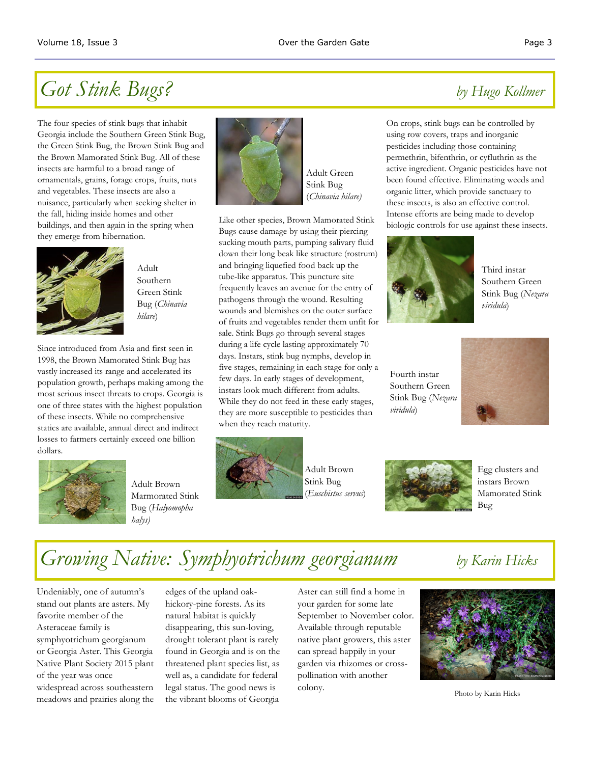## *Got Stink Bugs?*

*by Hugo Kollmer*

The four species of stink bugs that inhabit Georgia include the Southern Green Stink Bug, the Green Stink Bug, the Brown Stink Bug and the Brown Mamorated Stink Bug. All of these insects are harmful to a broad range of ornamentals, grains, forage crops, fruits, nuts and vegetables. These insects are also a nuisance, particularly when seeking shelter in the fall, hiding inside homes and other buildings, and then again in the spring when they emerge from hibernation.

Adult Southern Green Stink Bug (*Chinavia hilare*)

Since introduced from Asia and first seen in 1998, the Brown Mamorated Stink Bug has vastly increased its range and accelerated its population growth, perhaps making among the most serious insect threats to crops. Georgia is one of three states with the highest population of these insects. While no comprehensive statics are available, annual direct and indirect losses to farmers certainly exceed one billion dollars.

Adult Brown Marmorated Stink Bug (*Halyomopha halys*)

Adult Green Stink Bug (*Chinavia hilare*)

Like other species, Brown Mamorated Stink Bugs cause damage by using their piercing-sucking mouth parts, pumping salivary fluid down their long beak like structure (rostrum) and bringing liquefied food back up the tube-like apparatus. This puncture site frequently leaves an avenue for the entry of pathogens through the wound. Resulting wounds and blemishes on the outer surface of fruits and vegetables render them unfit for sale. Stink Bugs go through several stages during a life cycle lasting approximately 70 days. Instars, stink bug nymphs, develop in five stages, remaining in each stage for only a few days. In early stages of development, instars look much different from adults. While they do not feed in these early stages, they are more susceptible to pesticides than when they reach maturity.

Adult Brown Stink Bug (*Euschistus servus*)

On crops, stink bugs can be controlled by using row covers, traps and inorganic pesticides including those containing permethrin, bifenthrin, or cyfluthrin as the active ingredient. Organic pesticides have not been found effective. Eliminating weeds and organic litter, which provide sanctuary to these insects, is also an effective control. Intense efforts are being made to develop biologic controls for use against these insects.

Third instar Southern Green Stink Bug (*Nezara viridula*)

Fourth instar Southern Green Stink Bug (*Nezara viridula*)

Egg clusters and instars Brown Mamorated Stink Bug

## *Growing Native: Symphyotrichum georgianum*

*by Karin Hicks*

Undeniably, one of autumn's stand out plants are asters. My favorite member of the Asteraceae family is symphyotrichum georgianum or Georgia Aster. This Georgia Native Plant Society 2015 plant of the year was once widespread across southeastern meadows and prairies along the edges of the upland oak-hickory-pine forests. As its natural habitat is quickly disappearing, this sun-loving, drought tolerant plant is rarely found in Georgia and is on the threatened plant species list, as well as, a candidate for federal legal status. The good news is the vibrant blooms of Georgia Aster can still find a home in your garden for some late September to November color. Available through reputable native plant growers, this aster can spread happily in your garden via rhizomes or cross-pollination with another colony.

Photo by Karin Hicks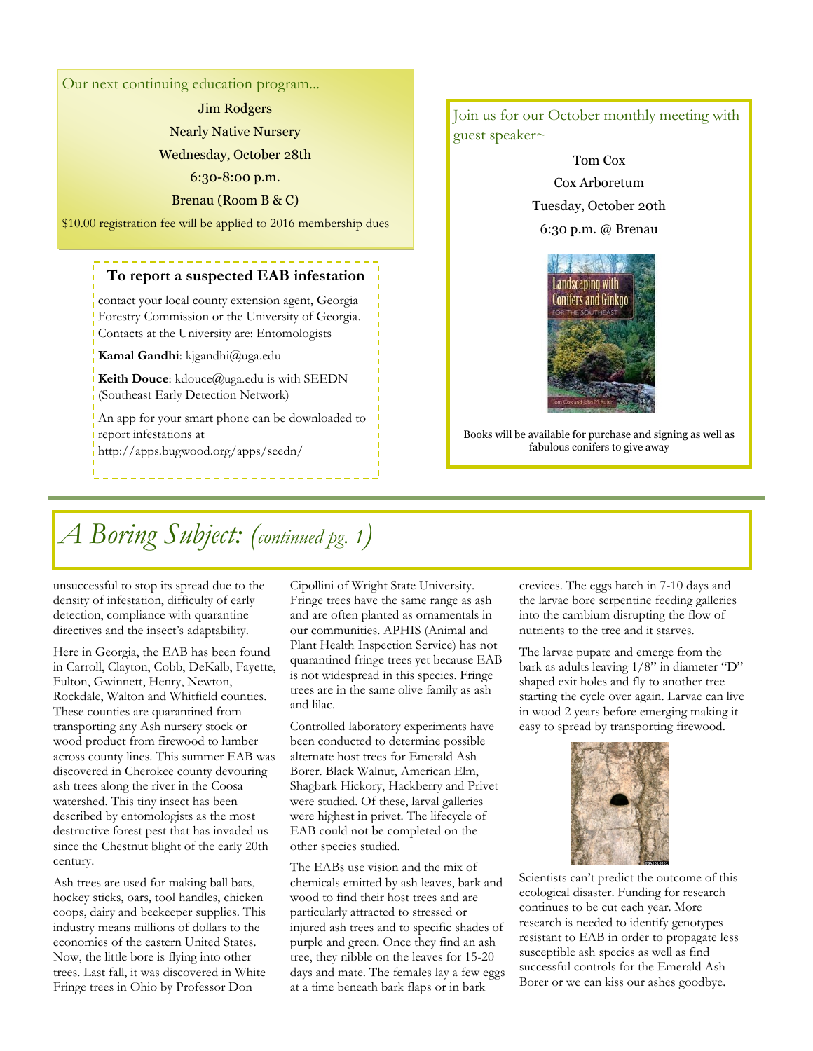Our next continuing education program...

Jim Rodgers

Nearly Native Nursery

Wednesday, October 28th

6:30-8:00 p.m.

Brenau (Room B & C)

$10.00 registration fee will be applied to 2016 membership dues

**To report a suspected EAB infestation**

contact your local county extension agent, Georgia Forestry Commission or the University of Georgia. Contacts at the University are: Entomologists

**Kamal Gandhi**: kjgandhi@uga.edu

**Keith Douce**: kdouce@uga.edu is with SEEDN (Southeast Early Detection Network)

An app for your smart phone can be downloaded to report infestations at http://apps.bugwood.org/apps/seedn/

Join us for our October monthly meeting with guest speaker~

Tom Cox

Cox Arboretum

Tuesday, October 20th

6:30 p.m. @ Brenau

Books will be available for purchase and signing as well as fabulous conifers to give away

# *A Boring Subject: (continued pg. 1)*

unsuccessful to stop its spread due to the density of infestation, difficulty of early detection, compliance with quarantine directives and the insect's adaptability.

Here in Georgia, the EAB has been found in Carroll, Clayton, Cobb, DeKalb, Fayette, Fulton, Gwinnett, Henry, Newton, Rockdale, Walton and Whitfield counties. These counties are quarantined from transporting any Ash nursery stock or wood product from firewood to lumber across county lines. This summer EAB was discovered in Cherokee county devouring ash trees along the river in the Coosa watershed. This tiny insect has been described by entomologists as the most destructive forest pest that has invaded us since the Chestnut blight of the early 20th century.

Ash trees are used for making ball bats, hockey sticks, oars, tool handles, chicken coops, dairy and beekeeper supplies. This industry means millions of dollars to the economies of the eastern United States. Now, the little bore is flying into other trees. Last fall, it was discovered in White Fringe trees in Ohio by Professor Don Cipollini of Wright State University. Fringe trees have the same range as ash and are often planted as ornamentals in our communities. APHIS (Animal and Plant Health Inspection Service) has not quarantined fringe trees yet because EAB is not widespread in this species. Fringe trees are in the same olive family as ash and lilac.

Controlled laboratory experiments have been conducted to determine possible alternate host trees for Emerald Ash Borer. Black Walnut, American Elm, Shagbark Hickory, Hackberry and Privet were studied. Of these, larval galleries were highest in privet. The lifecycle of EAB could not be completed on the other species studied.

The EABs use vision and the mix of chemicals emitted by ash leaves, bark and wood to find their host trees and are particularly attracted to stressed or injured ash trees and to specific shades of purple and green. Once they find an ash tree, they nibble on the leaves for 15-20 days and mate. The females lay a few eggs at a time beneath bark flaps or in bark crevices. The eggs hatch in 7-10 days and the larvae bore serpentine feeding galleries into the cambium disrupting the flow of nutrients to the tree and it starves.

The larvae pupate and emerge from the bark as adults leaving 1/8" in diameter "D" shaped exit holes and fly to another tree starting the cycle over again. Larvae can live in wood 2 years before emerging making it easy to spread by transporting firewood.

Scientists can't predict the outcome of this ecological disaster. Funding for research continues to be cut each year. More research is needed to identify genotypes resistant to EAB in order to propagate less susceptible ash species as well as find successful controls for the Emerald Ash Borer or we can kiss our ashes goodbye.